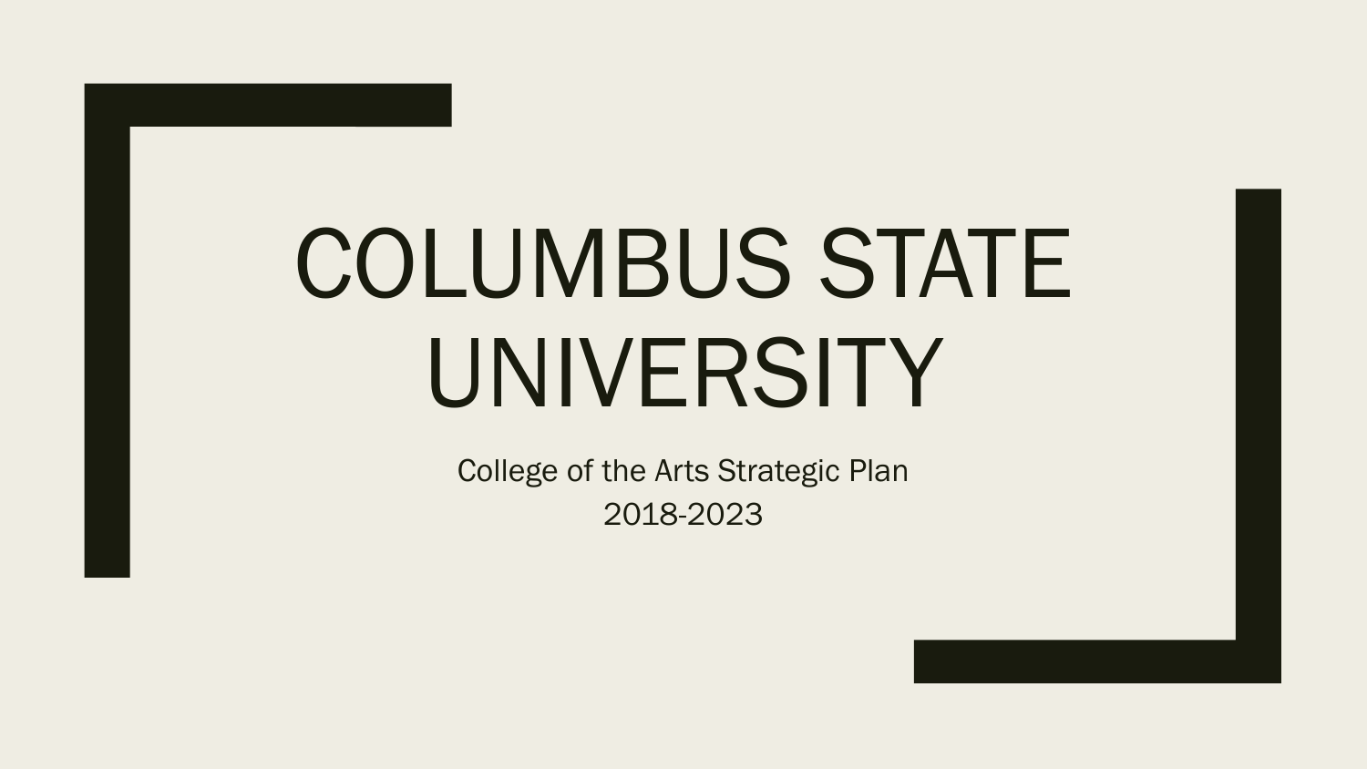# COLUMBUS STATE UNIVERSITY

College of the Arts Strategic Plan
2018-2023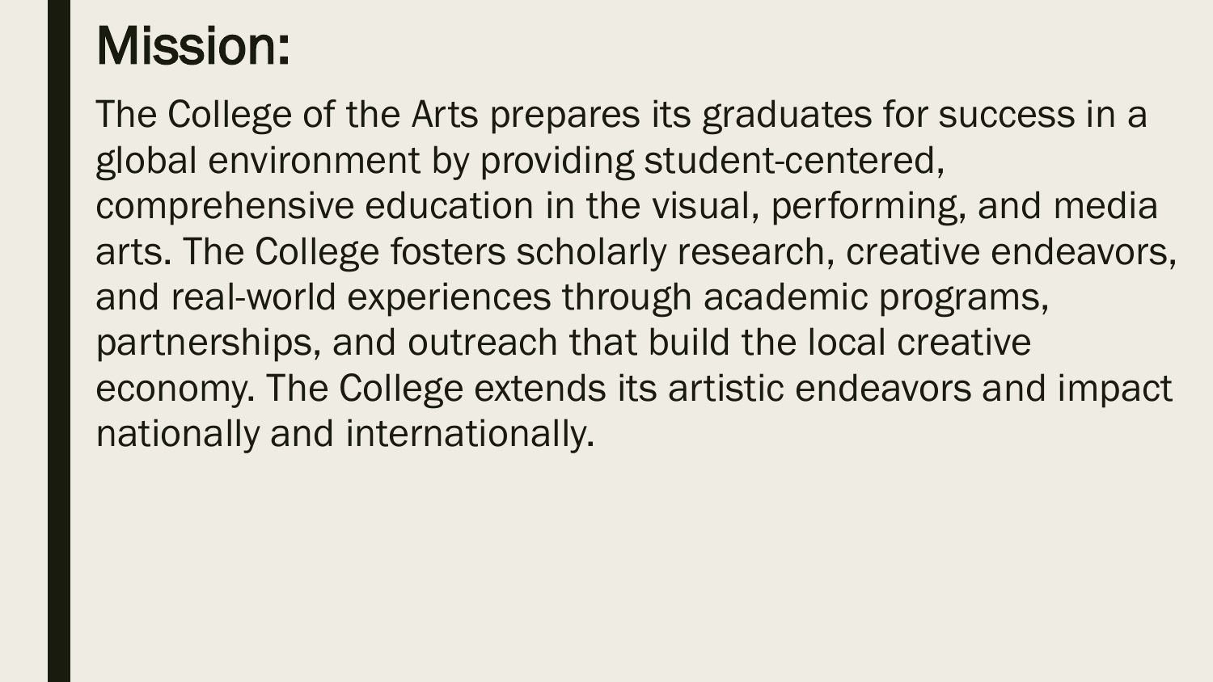# Mission:

The College of the Arts prepares its graduates for success in a global environment by providing student-centered, comprehensive education in the visual, performing, and media arts. The College fosters scholarly research, creative endeavors, and real-world experiences through academic programs, partnerships, and outreach that build the local creative economy. The College extends its artistic endeavors and impact nationally and internationally.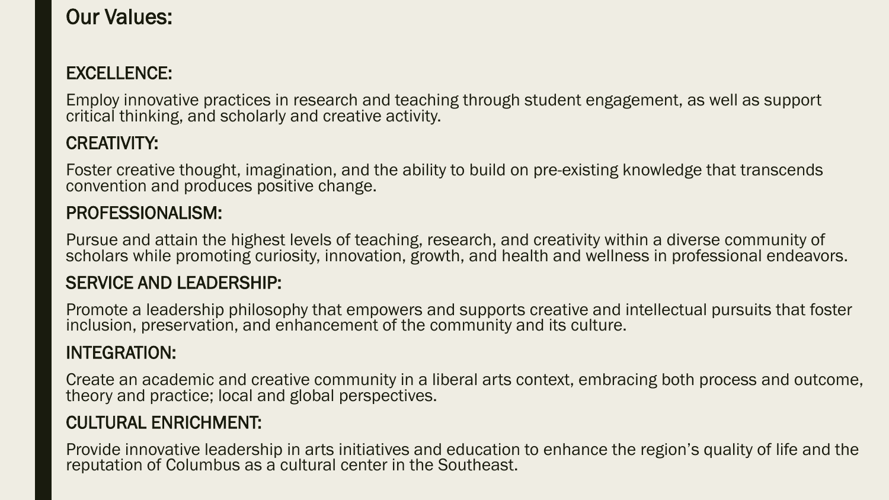# Our Values:

## EXCELLENCE:

Employ innovative practices in research and teaching through student engagement, as well as support critical thinking, and scholarly and creative activity.

## CREATIVITY:

Foster creative thought, imagination, and the ability to build on pre-existing knowledge that transcends convention and produces positive change.

## PROFESSIONALISM:

Pursue and attain the highest levels of teaching, research, and creativity within a diverse community of scholars while promoting curiosity, innovation, growth, and health and wellness in professional endeavors.

## SERVICE AND LEADERSHIP:

Promote a leadership philosophy that empowers and supports creative and intellectual pursuits that foster inclusion, preservation, and enhancement of the community and its culture.

## INTEGRATION:

Create an academic and creative community in a liberal arts context, embracing both process and outcome, theory and practice; local and global perspectives.

## CULTURAL ENRICHMENT:

Provide innovative leadership in arts initiatives and education to enhance the region's quality of life and the reputation of Columbus as a cultural center in the Southeast.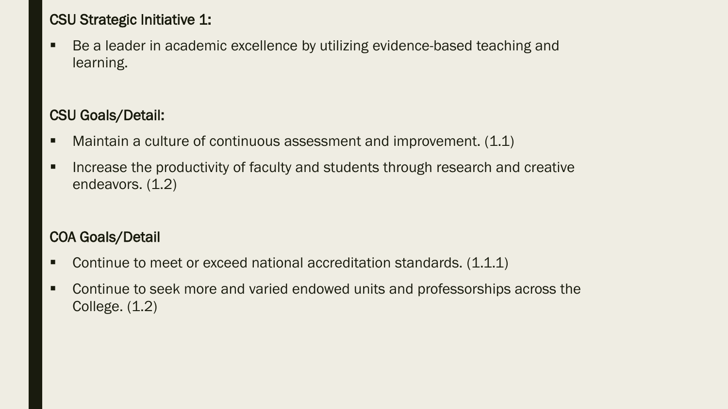**CSU Strategic Initiative 1:**

- Be a leader in academic excellence by utilizing evidence-based teaching and learning.

**CSU Goals/Detail:**

- Maintain a culture of continuous assessment and improvement. (1.1)
- Increase the productivity of faculty and students through research and creative endeavors. (1.2)

**COA Goals/Detail**

- Continue to meet or exceed national accreditation standards. (1.1.1)
- Continue to seek more and varied endowed units and professorships across the College. (1.2)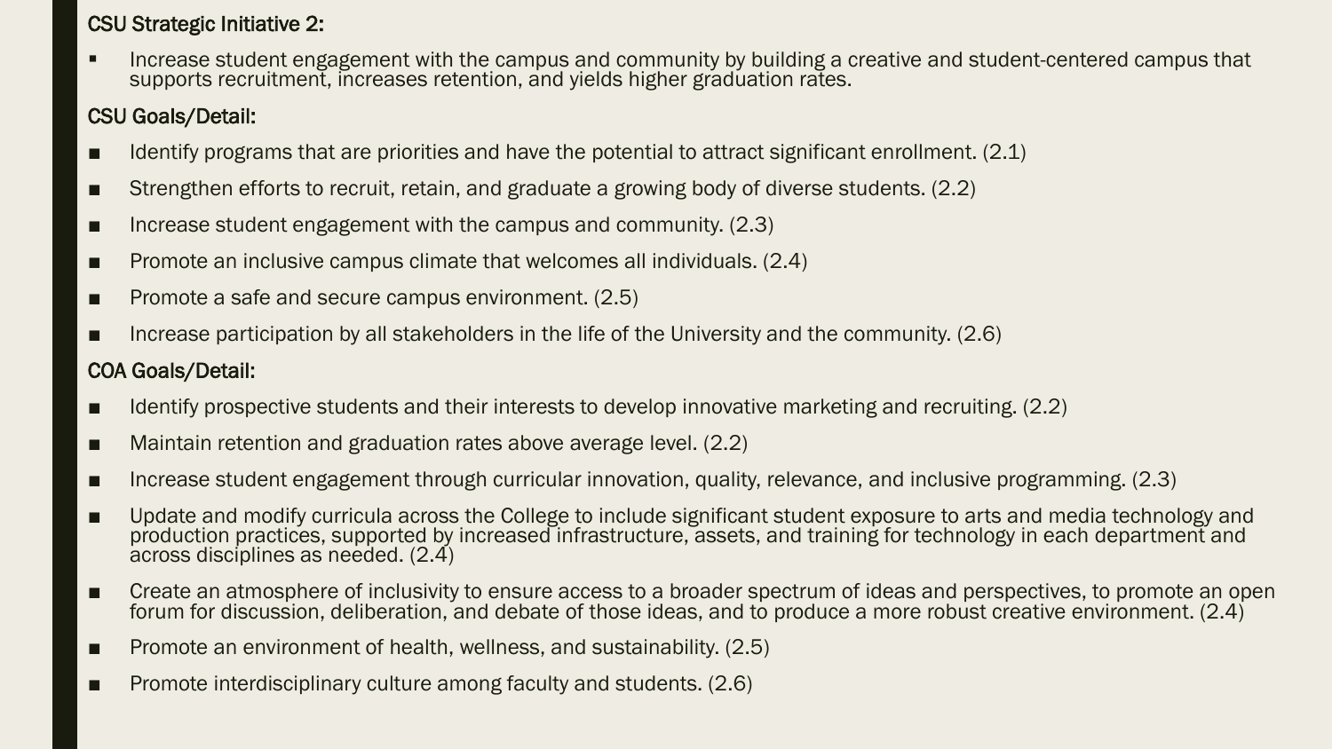**CSU Strategic Initiative 2:**

- Increase student engagement with the campus and community by building a creative and student-centered campus that supports recruitment, increases retention, and yields higher graduation rates.

**CSU Goals/Detail:**

- Identify programs that are priorities and have the potential to attract significant enrollment. (2.1)
- Strengthen efforts to recruit, retain, and graduate a growing body of diverse students. (2.2)
- Increase student engagement with the campus and community. (2.3)
- Promote an inclusive campus climate that welcomes all individuals. (2.4)
- Promote a safe and secure campus environment. (2.5)
- Increase participation by all stakeholders in the life of the University and the community. (2.6)

**COA Goals/Detail:**

- Identify prospective students and their interests to develop innovative marketing and recruiting. (2.2)
- Maintain retention and graduation rates above average level. (2.2)
- Increase student engagement through curricular innovation, quality, relevance, and inclusive programming. (2.3)
- Update and modify curricula across the College to include significant student exposure to arts and media technology and production practices, supported by increased infrastructure, assets, and training for technology in each department and across disciplines as needed. (2.4)
- Create an atmosphere of inclusivity to ensure access to a broader spectrum of ideas and perspectives, to promote an open forum for discussion, deliberation, and debate of those ideas, and to produce a more robust creative environment. (2.4)
- Promote an environment of health, wellness, and sustainability. (2.5)
- Promote interdisciplinary culture among faculty and students. (2.6)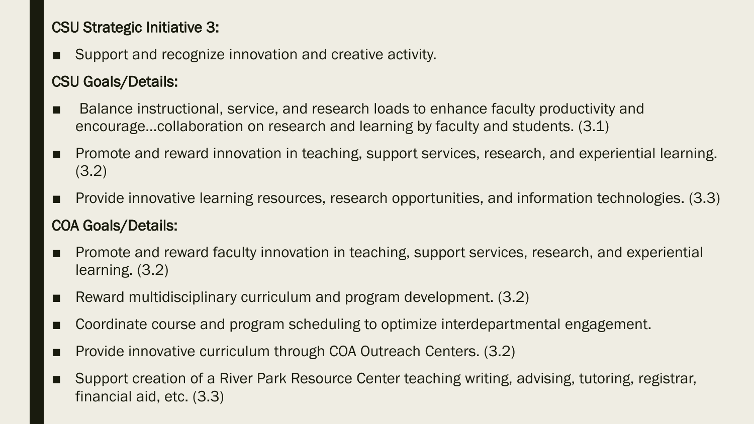**CSU Strategic Initiative 3:**

- Support and recognize innovation and creative activity.

**CSU Goals/Details:**

- Balance instructional, service, and research loads to enhance faculty productivity and encourage…collaboration on research and learning by faculty and students. (3.1)
- Promote and reward innovation in teaching, support services, research, and experiential learning. (3.2)
- Provide innovative learning resources, research opportunities, and information technologies. (3.3)

**COA Goals/Details:**

- Promote and reward faculty innovation in teaching, support services, research, and experiential learning. (3.2)
- Reward multidisciplinary curriculum and program development. (3.2)
- Coordinate course and program scheduling to optimize interdepartmental engagement.
- Provide innovative curriculum through COA Outreach Centers. (3.2)
- Support creation of a River Park Resource Center teaching writing, advising, tutoring, registrar, financial aid, etc. (3.3)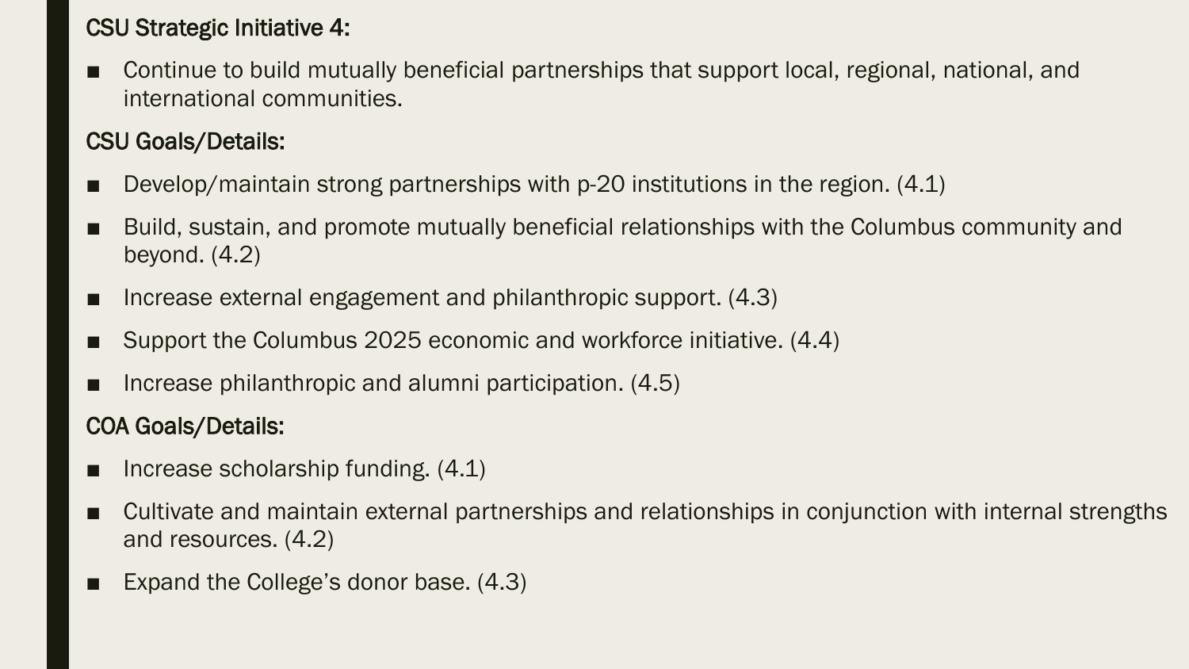**CSU Strategic Initiative 4:**

- Continue to build mutually beneficial partnerships that support local, regional, national, and international communities.

**CSU Goals/Details:**

- Develop/maintain strong partnerships with p-20 institutions in the region. (4.1)
- Build, sustain, and promote mutually beneficial relationships with the Columbus community and beyond. (4.2)
- Increase external engagement and philanthropic support. (4.3)
- Support the Columbus 2025 economic and workforce initiative. (4.4)
- Increase philanthropic and alumni participation. (4.5)

**COA Goals/Details:**

- Increase scholarship funding. (4.1)
- Cultivate and maintain external partnerships and relationships in conjunction with internal strengths and resources. (4.2)
- Expand the College's donor base. (4.3)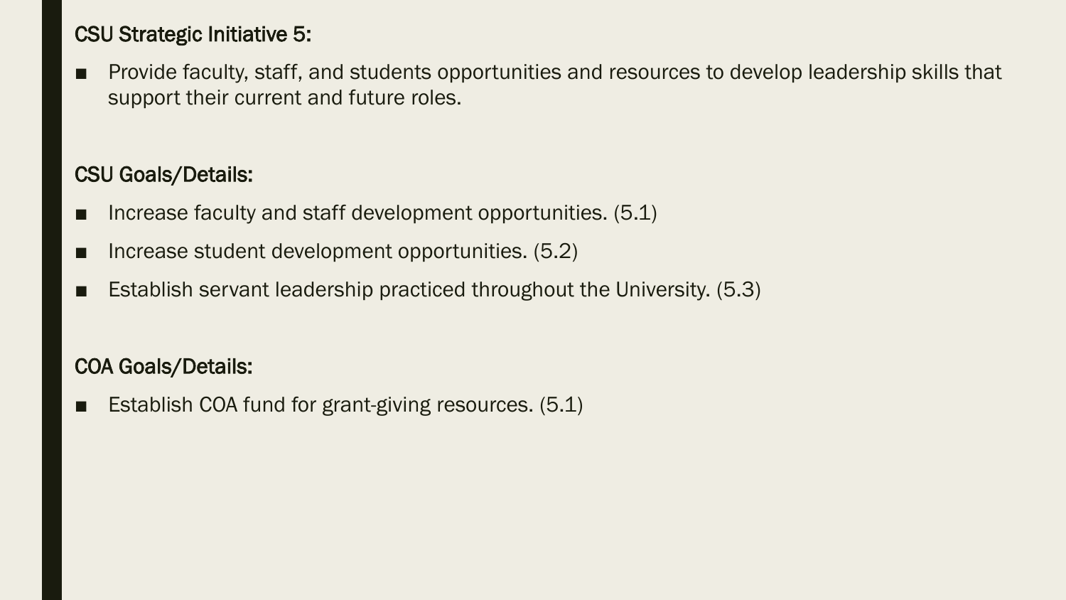**CSU Strategic Initiative 5:**

- Provide faculty, staff, and students opportunities and resources to develop leadership skills that support their current and future roles.

**CSU Goals/Details:**

- Increase faculty and staff development opportunities. (5.1)
- Increase student development opportunities. (5.2)
- Establish servant leadership practiced throughout the University. (5.3)

**COA Goals/Details:**

- Establish COA fund for grant-giving resources. (5.1)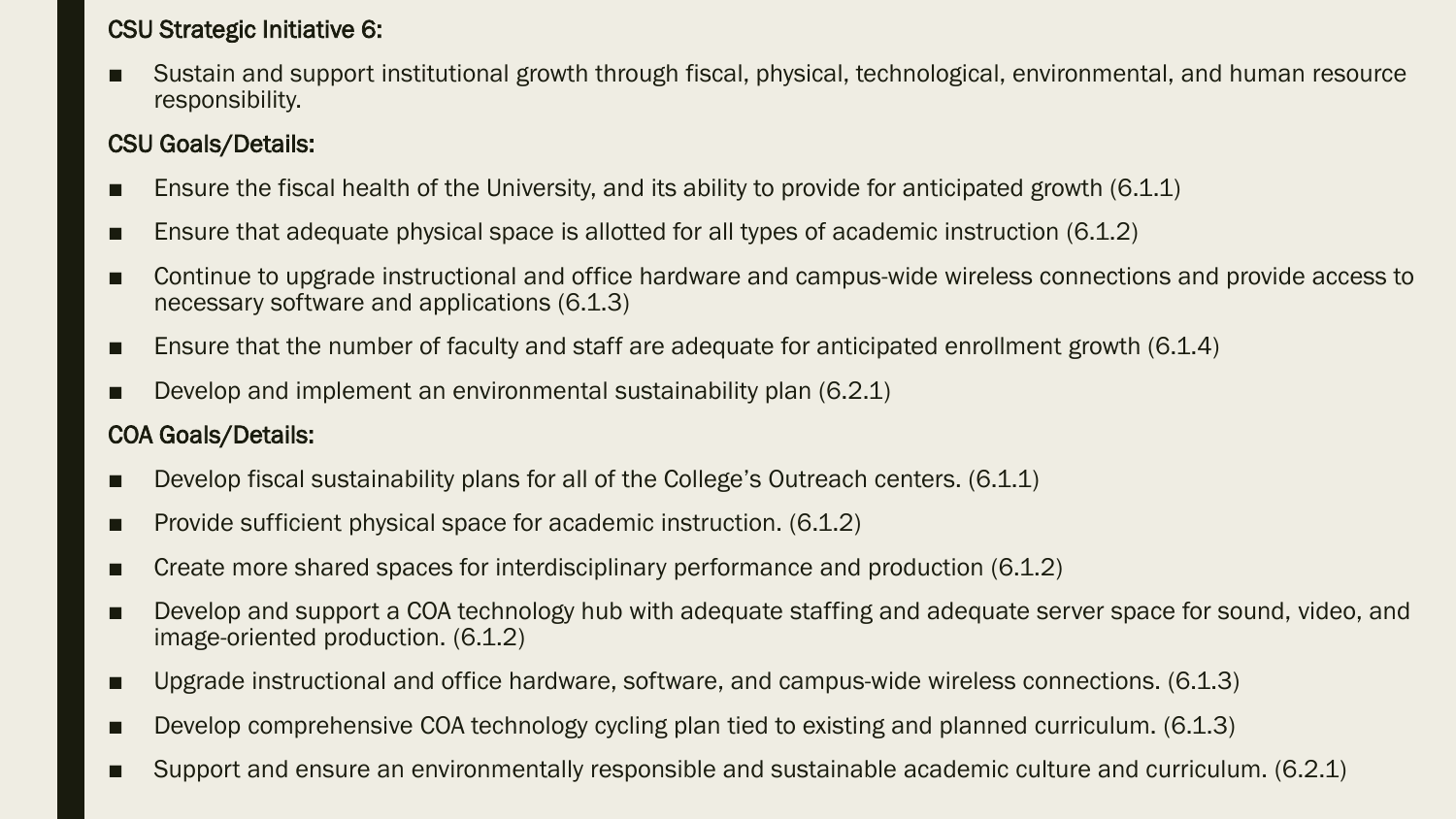**CSU Strategic Initiative 6:**

- Sustain and support institutional growth through fiscal, physical, technological, environmental, and human resource responsibility.

**CSU Goals/Details:**

- Ensure the fiscal health of the University, and its ability to provide for anticipated growth (6.1.1)
- Ensure that adequate physical space is allotted for all types of academic instruction (6.1.2)
- Continue to upgrade instructional and office hardware and campus-wide wireless connections and provide access to necessary software and applications (6.1.3)
- Ensure that the number of faculty and staff are adequate for anticipated enrollment growth (6.1.4)
- Develop and implement an environmental sustainability plan (6.2.1)

**COA Goals/Details:**

- Develop fiscal sustainability plans for all of the College's Outreach centers. (6.1.1)
- Provide sufficient physical space for academic instruction. (6.1.2)
- Create more shared spaces for interdisciplinary performance and production (6.1.2)
- Develop and support a COA technology hub with adequate staffing and adequate server space for sound, video, and image-oriented production. (6.1.2)
- Upgrade instructional and office hardware, software, and campus-wide wireless connections. (6.1.3)
- Develop comprehensive COA technology cycling plan tied to existing and planned curriculum. (6.1.3)
- Support and ensure an environmentally responsible and sustainable academic culture and curriculum. (6.2.1)